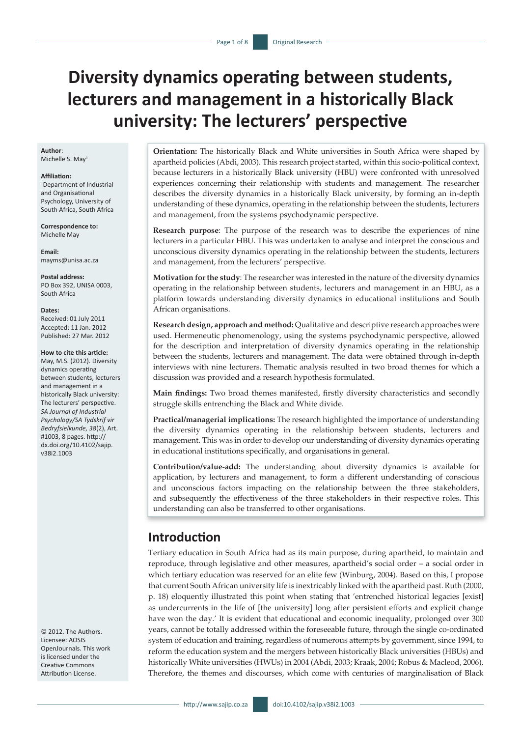# Diversity dynamics operating between students, lecturers and management in a historically Black university: The lecturers' perspective

**Author**:
Michelle S. May[1]

**Affiliation:**
[1]Department of Industrial and Organisational Psychology, University of South Africa, South Africa

**Correspondence to:**
Michelle May

**Email:**
mayms@unisa.ac.za

**Postal address:**
PO Box 392, UNISA 0003, South Africa

**Dates:**
Received: 01 July 2011
Accepted: 11 Jan. 2012
Published: 27 Mar. 2012

**How to cite this article:**
May, M.S. (2012). Diversity dynamics operating between students, lecturers and management in a historically Black university: The lecturers' perspective. *SA Journal of Industrial Psychology/SA Tydskrif vir Bedryfsielkunde, 38*(2), Art. #1003, 8 pages. http://dx.doi.org/10.4102/sajip.v38i2.1003

© 2012. The Authors. Licensee: AOSIS OpenJournals. This work is licensed under the Creative Commons Attribution License.

**Orientation:** The historically Black and White universities in South Africa were shaped by apartheid policies (Abdi, 2003). This research project started, within this socio-political context, because lecturers in a historically Black university (HBU) were confronted with unresolved experiences concerning their relationship with students and management. The researcher describes the diversity dynamics in a historically Black university, by forming an in-depth understanding of these dynamics, operating in the relationship between the students, lecturers and management, from the systems psychodynamic perspective.

**Research purpose**: The purpose of the research was to describe the experiences of nine lecturers in a particular HBU. This was undertaken to analyse and interpret the conscious and unconscious diversity dynamics operating in the relationship between the students, lecturers and management, from the lecturers' perspective.

**Motivation for the study**: The researcher was interested in the nature of the diversity dynamics operating in the relationship between students, lecturers and management in an HBU, as a platform towards understanding diversity dynamics in educational institutions and South African organisations.

**Research design, approach and method:** Qualitative and descriptive research approaches were used. Hermeneutic phenomenology, using the systems psychodynamic perspective, allowed for the description and interpretation of diversity dynamics operating in the relationship between the students, lecturers and management. The data were obtained through in-depth interviews with nine lecturers. Thematic analysis resulted in two broad themes for which a discussion was provided and a research hypothesis formulated.

**Main findings:** Two broad themes manifested, firstly diversity characteristics and secondly struggle skills entrenching the Black and White divide.

**Practical/managerial implications:** The research highlighted the importance of understanding the diversity dynamics operating in the relationship between students, lecturers and management. This was in order to develop our understanding of diversity dynamics operating in educational institutions specifically, and organisations in general.

**Contribution/value-add:** The understanding about diversity dynamics is available for application, by lecturers and management, to form a different understanding of conscious and unconscious factors impacting on the relationship between the three stakeholders, and subsequently the effectiveness of the three stakeholders in their respective roles. This understanding can also be transferred to other organisations.

## Introduction

Tertiary education in South Africa had as its main purpose, during apartheid, to maintain and reproduce, through legislative and other measures, apartheid's social order – a social order in which tertiary education was reserved for an elite few (Winburg, 2004). Based on this, I propose that current South African university life is inextricably linked with the apartheid past. Ruth (2000, p. 18) eloquently illustrated this point when stating that 'entrenched historical legacies [exist] as undercurrents in the life of [the university] long after persistent efforts and explicit change have won the day.' It is evident that educational and economic inequality, prolonged over 300 years, cannot be totally addressed within the foreseeable future, through the single co-ordinated system of education and training, regardless of numerous attempts by government, since 1994, to reform the education system and the mergers between historically Black universities (HBUs) and historically White universities (HWUs) in 2004 (Abdi, 2003; Kraak, 2004; Robus & Macleod, 2006). Therefore, the themes and discourses, which come with centuries of marginalisation of Black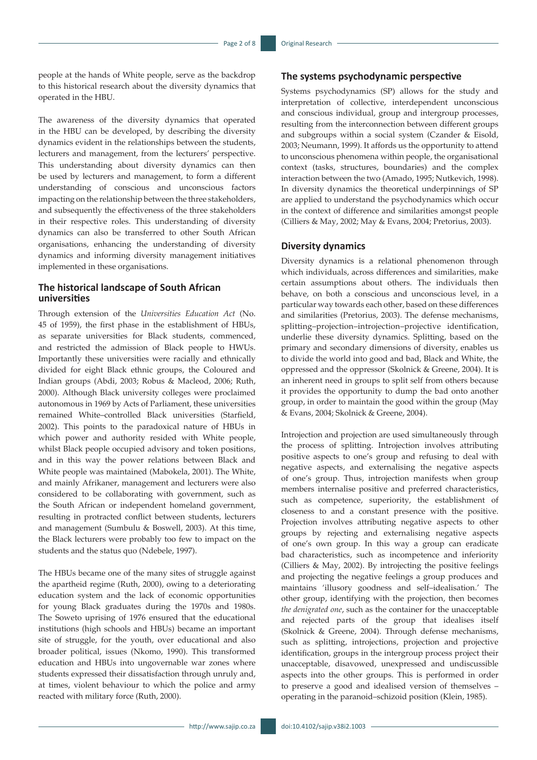people at the hands of White people, serve as the backdrop to this historical research about the diversity dynamics that operated in the HBU.

The awareness of the diversity dynamics that operated in the HBU can be developed, by describing the diversity dynamics evident in the relationships between the students, lecturers and management, from the lecturers' perspective. This understanding about diversity dynamics can then be used by lecturers and management, to form a different understanding of conscious and unconscious factors impacting on the relationship between the three stakeholders, and subsequently the effectiveness of the three stakeholders in their respective roles. This understanding of diversity dynamics can also be transferred to other South African organisations, enhancing the understanding of diversity dynamics and informing diversity management initiatives implemented in these organisations.

## The historical landscape of South African universities

Through extension of the *Universities Education Act* (No. 45 of 1959), the first phase in the establishment of HBUs, as separate universities for Black students, commenced, and restricted the admission of Black people to HWUs. Importantly these universities were racially and ethnically divided for eight Black ethnic groups, the Coloured and Indian groups (Abdi, 2003; Robus & Macleod, 2006; Ruth, 2000). Although Black university colleges were proclaimed autonomous in 1969 by Acts of Parliament, these universities remained White–controlled Black universities (Starfield, 2002). This points to the paradoxical nature of HBUs in which power and authority resided with White people, whilst Black people occupied advisory and token positions, and in this way the power relations between Black and White people was maintained (Mabokela, 2001). The White, and mainly Afrikaner, management and lecturers were also considered to be collaborating with government, such as the South African or independent homeland government, resulting in protracted conflict between students, lecturers and management (Sumbulu & Boswell, 2003). At this time, the Black lecturers were probably too few to impact on the students and the status quo (Ndebele, 1997).

The HBUs became one of the many sites of struggle against the apartheid regime (Ruth, 2000), owing to a deteriorating education system and the lack of economic opportunities for young Black graduates during the 1970s and 1980s. The Soweto uprising of 1976 ensured that the educational institutions (high schools and HBUs) became an important site of struggle, for the youth, over educational and also broader political, issues (Nkomo, 1990). This transformed education and HBUs into ungovernable war zones where students expressed their dissatisfaction through unruly and, at times, violent behaviour to which the police and army reacted with military force (Ruth, 2000).

## The systems psychodynamic perspective

Systems psychodynamics (SP) allows for the study and interpretation of collective, interdependent unconscious and conscious individual, group and intergroup processes, resulting from the interconnection between different groups and subgroups within a social system (Czander & Eisold, 2003; Neumann, 1999). It affords us the opportunity to attend to unconscious phenomena within people, the organisational context (tasks, structures, boundaries) and the complex interaction between the two (Amado, 1995; Nutkevich, 1998). In diversity dynamics the theoretical underpinnings of SP are applied to understand the psychodynamics which occur in the context of difference and similarities amongst people (Cilliers & May, 2002; May & Evans, 2004; Pretorius, 2003).

## Diversity dynamics

Diversity dynamics is a relational phenomenon through which individuals, across differences and similarities, make certain assumptions about others. The individuals then behave, on both a conscious and unconscious level, in a particular way towards each other, based on these differences and similarities (Pretorius, 2003). The defense mechanisms, splitting–projection–introjection–projective identification, underlie these diversity dynamics. Splitting, based on the primary and secondary dimensions of diversity, enables us to divide the world into good and bad, Black and White, the oppressed and the oppressor (Skolnick & Greene, 2004). It is an inherent need in groups to split self from others because it provides the opportunity to dump the bad onto another group, in order to maintain the good within the group (May & Evans, 2004; Skolnick & Greene, 2004).

Introjection and projection are used simultaneously through the process of splitting. Introjection involves attributing positive aspects to one's group and refusing to deal with negative aspects, and externalising the negative aspects of one's group. Thus, introjection manifests when group members internalise positive and preferred characteristics, such as competence, superiority, the establishment of closeness to and a constant presence with the positive. Projection involves attributing negative aspects to other groups by rejecting and externalising negative aspects of one's own group. In this way a group can eradicate bad characteristics, such as incompetence and inferiority (Cilliers & May, 2002). By introjecting the positive feelings and projecting the negative feelings a group produces and maintains 'illusory goodness and self–idealisation.' The other group, identifying with the projection, then becomes *the denigrated one*, such as the container for the unacceptable and rejected parts of the group that idealises itself (Skolnick & Greene, 2004). Through defense mechanisms, such as splitting, introjections, projection and projective identification, groups in the intergroup process project their unacceptable, disavowed, unexpressed and undiscussible aspects into the other groups. This is performed in order to preserve a good and idealised version of themselves – operating in the paranoid–schizoid position (Klein, 1985).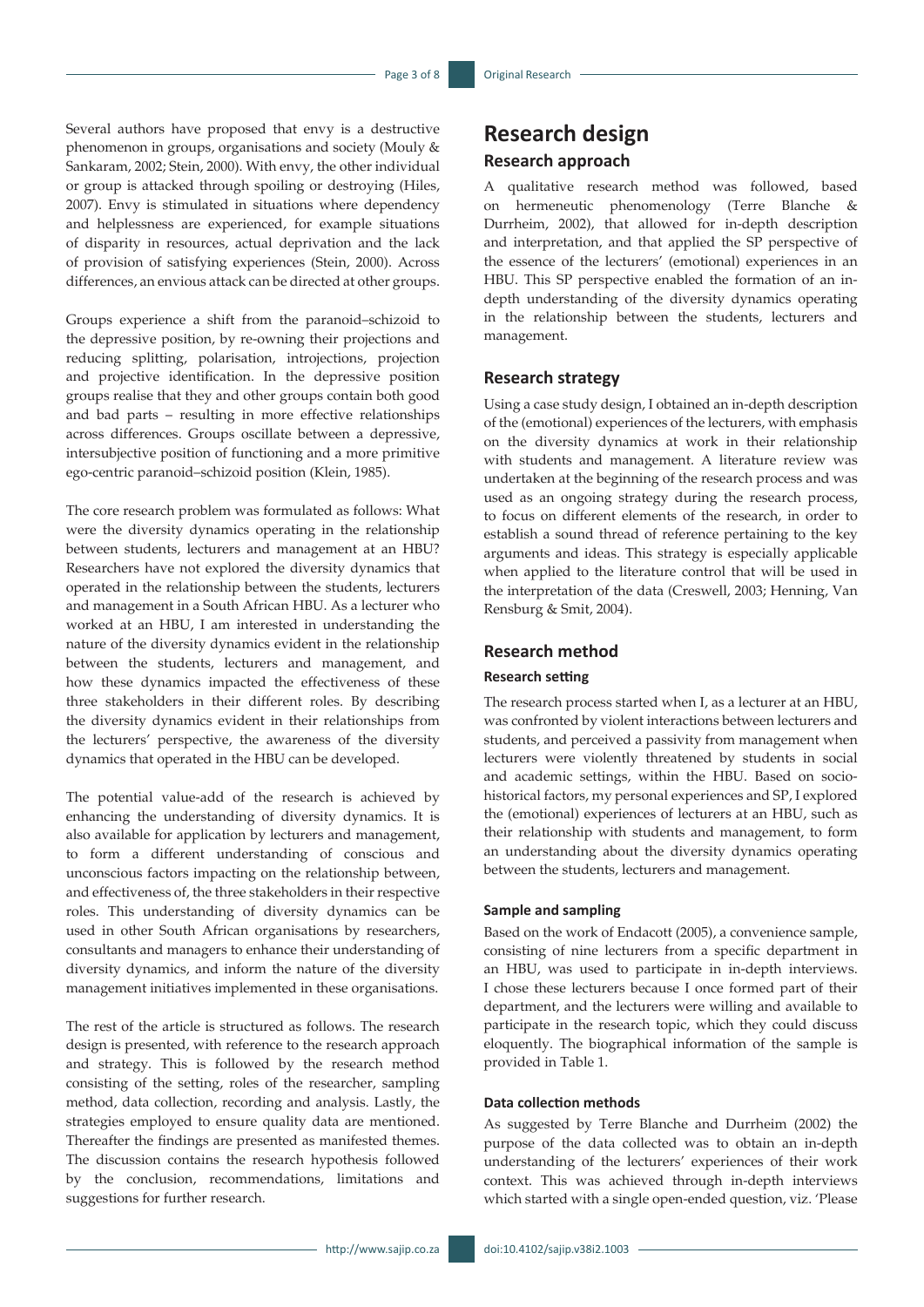Several authors have proposed that envy is a destructive phenomenon in groups, organisations and society (Mouly & Sankaram, 2002; Stein, 2000). With envy, the other individual or group is attacked through spoiling or destroying (Hiles, 2007). Envy is stimulated in situations where dependency and helplessness are experienced, for example situations of disparity in resources, actual deprivation and the lack of provision of satisfying experiences (Stein, 2000). Across differences, an envious attack can be directed at other groups.

Groups experience a shift from the paranoid–schizoid to the depressive position, by re-owning their projections and reducing splitting, polarisation, introjections, projection and projective identification. In the depressive position groups realise that they and other groups contain both good and bad parts – resulting in more effective relationships across differences. Groups oscillate between a depressive, intersubjective position of functioning and a more primitive ego-centric paranoid–schizoid position (Klein, 1985).

The core research problem was formulated as follows: What were the diversity dynamics operating in the relationship between students, lecturers and management at an HBU? Researchers have not explored the diversity dynamics that operated in the relationship between the students, lecturers and management in a South African HBU. As a lecturer who worked at an HBU, I am interested in understanding the nature of the diversity dynamics evident in the relationship between the students, lecturers and management, and how these dynamics impacted the effectiveness of these three stakeholders in their different roles. By describing the diversity dynamics evident in their relationships from the lecturers' perspective, the awareness of the diversity dynamics that operated in the HBU can be developed.

The potential value-add of the research is achieved by enhancing the understanding of diversity dynamics. It is also available for application by lecturers and management, to form a different understanding of conscious and unconscious factors impacting on the relationship between, and effectiveness of, the three stakeholders in their respective roles. This understanding of diversity dynamics can be used in other South African organisations by researchers, consultants and managers to enhance their understanding of diversity dynamics, and inform the nature of the diversity management initiatives implemented in these organisations.

The rest of the article is structured as follows. The research design is presented, with reference to the research approach and strategy. This is followed by the research method consisting of the setting, roles of the researcher, sampling method, data collection, recording and analysis. Lastly, the strategies employed to ensure quality data are mentioned. Thereafter the findings are presented as manifested themes. The discussion contains the research hypothesis followed by the conclusion, recommendations, limitations and suggestions for further research.

# Research design

## Research approach

A qualitative research method was followed, based on hermeneutic phenomenology (Terre Blanche & Durrheim, 2002), that allowed for in-depth description and interpretation, and that applied the SP perspective of the essence of the lecturers' (emotional) experiences in an HBU. This SP perspective enabled the formation of an in-depth understanding of the diversity dynamics operating in the relationship between the students, lecturers and management.

## Research strategy

Using a case study design, I obtained an in-depth description of the (emotional) experiences of the lecturers, with emphasis on the diversity dynamics at work in their relationship with students and management. A literature review was undertaken at the beginning of the research process and was used as an ongoing strategy during the research process, to focus on different elements of the research, in order to establish a sound thread of reference pertaining to the key arguments and ideas. This strategy is especially applicable when applied to the literature control that will be used in the interpretation of the data (Creswell, 2003; Henning, Van Rensburg & Smit, 2004).

## Research method

### Research setting

The research process started when I, as a lecturer at an HBU, was confronted by violent interactions between lecturers and students, and perceived a passivity from management when lecturers were violently threatened by students in social and academic settings, within the HBU. Based on socio-historical factors, my personal experiences and SP, I explored the (emotional) experiences of lecturers at an HBU, such as their relationship with students and management, to form an understanding about the diversity dynamics operating between the students, lecturers and management.

### Sample and sampling

Based on the work of Endacott (2005), a convenience sample, consisting of nine lecturers from a specific department in an HBU, was used to participate in in-depth interviews. I chose these lecturers because I once formed part of their department, and the lecturers were willing and available to participate in the research topic, which they could discuss eloquently. The biographical information of the sample is provided in Table 1.

### Data collection methods

As suggested by Terre Blanche and Durrheim (2002) the purpose of the data collected was to obtain an in-depth understanding of the lecturers' experiences of their work context. This was achieved through in-depth interviews which started with a single open-ended question, viz. 'Please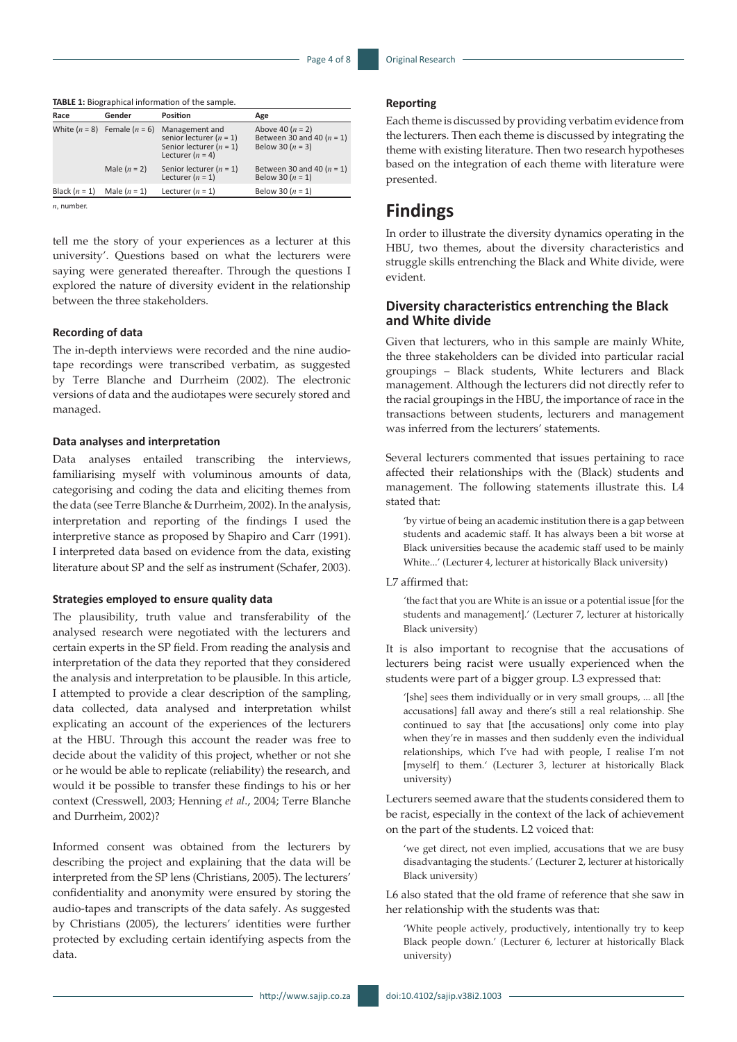**TABLE 1:** Biographical information of the sample.

| Race | Gender | Position | Age |
|---|---|---|---|
| White ($n$ = 8) | Female ($n$ = 6) | Management and senior lecturer ($n$ = 1) Senior lecturer ($n$ = 1) Lecturer ($n$ = 4) | Above 40 ($n$ = 2) Between 30 and 40 ($n$ = 1) Below 30 ($n$ = 3) |
| | Male ($n$ = 2) | Senior lecturer ($n$ = 1) Lecturer ($n$ = 1) | Between 30 and 40 ($n$ = 1) Below 30 ($n$ = 1) |
| Black ($n$ = 1) | Male ($n$ = 1) | Lecturer ($n$ = 1) | Below 30 ($n$ = 1) |

*n*, number.

tell me the story of your experiences as a lecturer at this university'. Questions based on what the lecturers were saying were generated thereafter. Through the questions I explored the nature of diversity evident in the relationship between the three stakeholders.

#### Recording of data

The in-depth interviews were recorded and the nine audio-tape recordings were transcribed verbatim, as suggested by Terre Blanche and Durrheim (2002). The electronic versions of data and the audiotapes were securely stored and managed.

#### Data analyses and interpretation

Data analyses entailed transcribing the interviews, familiarising myself with voluminous amounts of data, categorising and coding the data and eliciting themes from the data (see Terre Blanche & Durrheim, 2002). In the analysis, interpretation and reporting of the findings I used the interpretive stance as proposed by Shapiro and Carr (1991). I interpreted data based on evidence from the data, existing literature about SP and the self as instrument (Schafer, 2003).

#### Strategies employed to ensure quality data

The plausibility, truth value and transferability of the analysed research were negotiated with the lecturers and certain experts in the SP field. From reading the analysis and interpretation of the data they reported that they considered the analysis and interpretation to be plausible. In this article, I attempted to provide a clear description of the sampling, data collected, data analysed and interpretation whilst explicating an account of the experiences of the lecturers at the HBU. Through this account the reader was free to decide about the validity of this project, whether or not she or he would be able to replicate (reliability) the research, and would it be possible to transfer these findings to his or her context (Cresswell, 2003; Henning *et al*., 2004; Terre Blanche and Durrheim, 2002)?

Informed consent was obtained from the lecturers by describing the project and explaining that the data will be interpreted from the SP lens (Christians, 2005). The lecturers' confidentiality and anonymity were ensured by storing the audio-tapes and transcripts of the data safely. As suggested by Christians (2005), the lecturers' identities were further protected by excluding certain identifying aspects from the data.

#### Reporting

Each theme is discussed by providing verbatim evidence from the lecturers. Then each theme is discussed by integrating the theme with existing literature. Then two research hypotheses based on the integration of each theme with literature were presented.

## Findings

In order to illustrate the diversity dynamics operating in the HBU, two themes, about the diversity characteristics and struggle skills entrenching the Black and White divide, were evident.

### Diversity characteristics entrenching the Black and White divide

Given that lecturers, who in this sample are mainly White, the three stakeholders can be divided into particular racial groupings – Black students, White lecturers and Black management. Although the lecturers did not directly refer to the racial groupings in the HBU, the importance of race in the transactions between students, lecturers and management was inferred from the lecturers' statements.

Several lecturers commented that issues pertaining to race affected their relationships with the (Black) students and management. The following statements illustrate this. L4 stated that:

> 'by virtue of being an academic institution there is a gap between students and academic staff. It has always been a bit worse at Black universities because the academic staff used to be mainly White...' (Lecturer 4, lecturer at historically Black university)

L7 affirmed that:

> 'the fact that you are White is an issue or a potential issue [for the students and management].' (Lecturer 7, lecturer at historically Black university)

It is also important to recognise that the accusations of lecturers being racist were usually experienced when the students were part of a bigger group. L3 expressed that:

> '[she] sees them individually or in very small groups, ... all [the accusations] fall away and there's still a real relationship. She continued to say that [the accusations] only come into play when they're in masses and then suddenly even the individual relationships, which I've had with people, I realise I'm not [myself] to them.' (Lecturer 3, lecturer at historically Black university)

Lecturers seemed aware that the students considered them to be racist, especially in the context of the lack of achievement on the part of the students. L2 voiced that:

> 'we get direct, not even implied, accusations that we are busy disadvantaging the students.' (Lecturer 2, lecturer at historically Black university)

L6 also stated that the old frame of reference that she saw in her relationship with the students was that:

> 'White people actively, productively, intentionally try to keep Black people down.' (Lecturer 6, lecturer at historically Black university)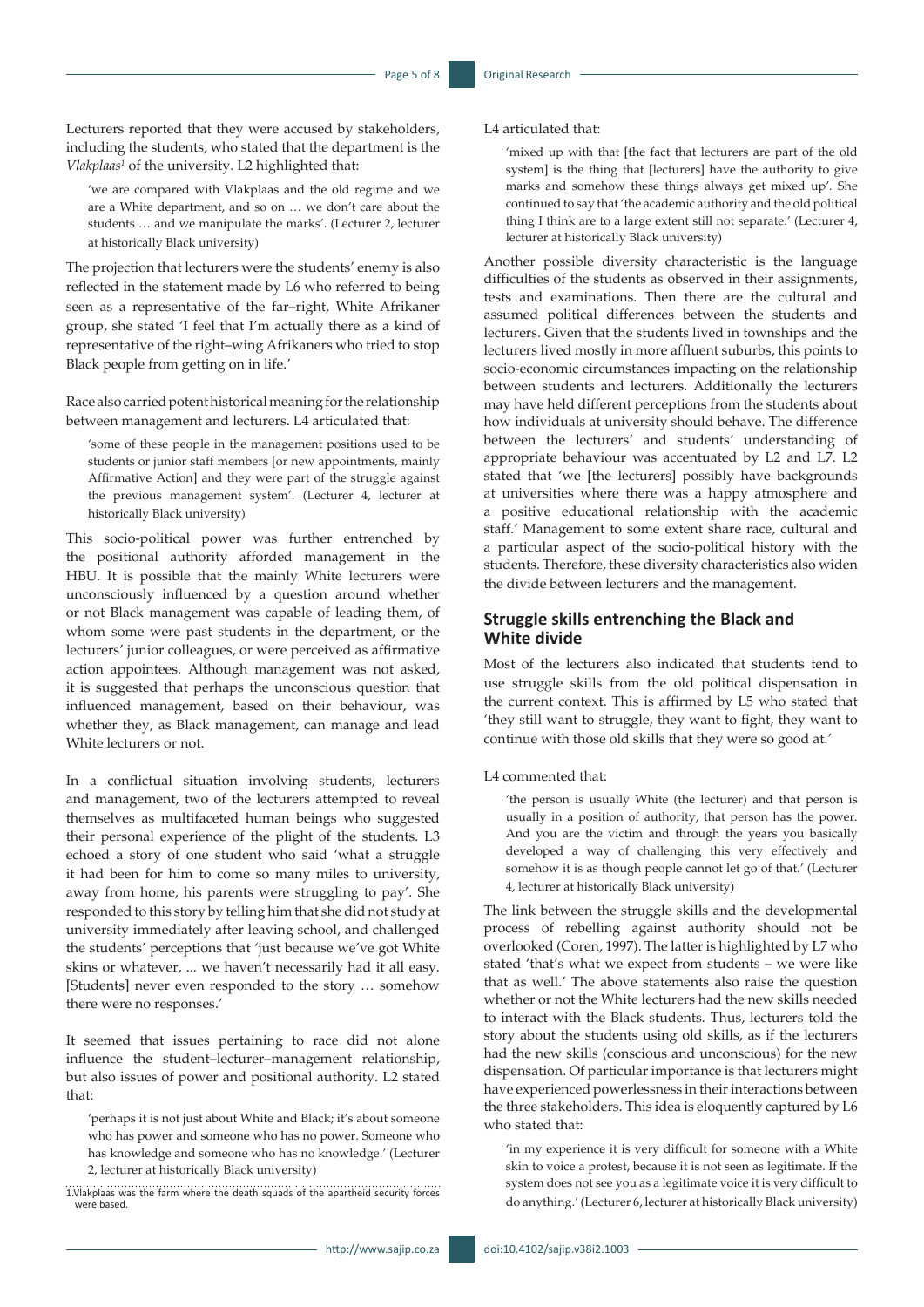Lecturers reported that they were accused by stakeholders, including the students, who stated that the department is the *Vlakplaas*[1] of the university. L2 highlighted that:

> 'we are compared with Vlakplaas and the old regime and we are a White department, and so on … we don't care about the students … and we manipulate the marks'. (Lecturer 2, lecturer at historically Black university)

The projection that lecturers were the students' enemy is also reflected in the statement made by L6 who referred to being seen as a representative of the far–right, White Afrikaner group, she stated 'I feel that I'm actually there as a kind of representative of the right–wing Afrikaners who tried to stop Black people from getting on in life.'

Race also carried potent historical meaning for the relationship between management and lecturers. L4 articulated that:

> 'some of these people in the management positions used to be students or junior staff members [or new appointments, mainly Affirmative Action] and they were part of the struggle against the previous management system'. (Lecturer 4, lecturer at historically Black university)

This socio-political power was further entrenched by the positional authority afforded management in the HBU. It is possible that the mainly White lecturers were unconsciously influenced by a question around whether or not Black management was capable of leading them, of whom some were past students in the department, or the lecturers' junior colleagues, or were perceived as affirmative action appointees. Although management was not asked, it is suggested that perhaps the unconscious question that influenced management, based on their behaviour, was whether they, as Black management, can manage and lead White lecturers or not.

In a conflictual situation involving students, lecturers and management, two of the lecturers attempted to reveal themselves as multifaceted human beings who suggested their personal experience of the plight of the students. L3 echoed a story of one student who said 'what a struggle it had been for him to come so many miles to university, away from home, his parents were struggling to pay'. She responded to this story by telling him that she did not study at university immediately after leaving school, and challenged the students' perceptions that 'just because we've got White skins or whatever, ... we haven't necessarily had it all easy. [Students] never even responded to the story … somehow there were no responses.'

It seemed that issues pertaining to race did not alone influence the student–lecturer–management relationship, but also issues of power and positional authority. L2 stated that:

> 'perhaps it is not just about White and Black; it's about someone who has power and someone who has no power. Someone who has knowledge and someone who has no knowledge.' (Lecturer 2, lecturer at historically Black university)

L4 articulated that:

> 'mixed up with that [the fact that lecturers are part of the old system] is the thing that [lecturers] have the authority to give marks and somehow these things always get mixed up'. She continued to say that 'the academic authority and the old political thing I think are to a large extent still not separate.' (Lecturer 4, lecturer at historically Black university)

Another possible diversity characteristic is the language difficulties of the students as observed in their assignments, tests and examinations. Then there are the cultural and assumed political differences between the students and lecturers. Given that the students lived in townships and the lecturers lived mostly in more affluent suburbs, this points to socio-economic circumstances impacting on the relationship between students and lecturers. Additionally the lecturers may have held different perceptions from the students about how individuals at university should behave. The difference between the lecturers' and students' understanding of appropriate behaviour was accentuated by L2 and L7. L2 stated that 'we [the lecturers] possibly have backgrounds at universities where there was a happy atmosphere and a positive educational relationship with the academic staff.' Management to some extent share race, cultural and a particular aspect of the socio-political history with the students. Therefore, these diversity characteristics also widen the divide between lecturers and the management.

## Struggle skills entrenching the Black and White divide

Most of the lecturers also indicated that students tend to use struggle skills from the old political dispensation in the current context. This is affirmed by L5 who stated that 'they still want to struggle, they want to fight, they want to continue with those old skills that they were so good at.'

L4 commented that:

> 'the person is usually White (the lecturer) and that person is usually in a position of authority, that person has the power. And you are the victim and through the years you basically developed a way of challenging this very effectively and somehow it is as though people cannot let go of that.' (Lecturer 4, lecturer at historically Black university)

The link between the struggle skills and the developmental process of rebelling against authority should not be overlooked (Coren, 1997). The latter is highlighted by L7 who stated 'that's what we expect from students – we were like that as well.' The above statements also raise the question whether or not the White lecturers had the new skills needed to interact with the Black students. Thus, lecturers told the story about the students using old skills, as if the lecturers had the new skills (conscious and unconscious) for the new dispensation. Of particular importance is that lecturers might have experienced powerlessness in their interactions between the three stakeholders. This idea is eloquently captured by L6 who stated that:

> 'in my experience it is very difficult for someone with a White skin to voice a protest, because it is not seen as legitimate. If the system does not see you as a legitimate voice it is very difficult to do anything.' (Lecturer 6, lecturer at historically Black university)

1. Vlakplaas was the farm where the death squads of the apartheid security forces were based.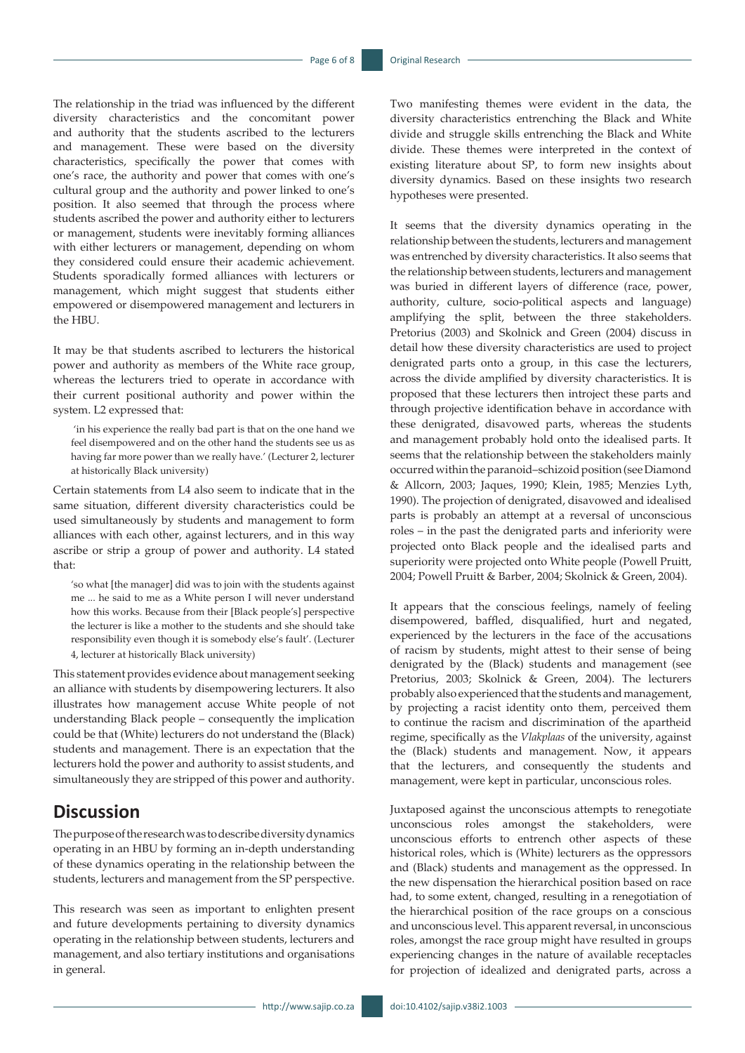The relationship in the triad was influenced by the different diversity characteristics and the concomitant power and authority that the students ascribed to the lecturers and management. These were based on the diversity characteristics, specifically the power that comes with one's race, the authority and power that comes with one's cultural group and the authority and power linked to one's position. It also seemed that through the process where students ascribed the power and authority either to lecturers or management, students were inevitably forming alliances with either lecturers or management, depending on whom they considered could ensure their academic achievement. Students sporadically formed alliances with lecturers or management, which might suggest that students either empowered or disempowered management and lecturers in the HBU.

It may be that students ascribed to lecturers the historical power and authority as members of the White race group, whereas the lecturers tried to operate in accordance with their current positional authority and power within the system. L2 expressed that:

> 'in his experience the really bad part is that on the one hand we feel disempowered and on the other hand the students see us as having far more power than we really have.' (Lecturer 2, lecturer at historically Black university)

Certain statements from L4 also seem to indicate that in the same situation, different diversity characteristics could be used simultaneously by students and management to form alliances with each other, against lecturers, and in this way ascribe or strip a group of power and authority. L4 stated that:

> 'so what [the manager] did was to join with the students against me ... he said to me as a White person I will never understand how this works. Because from their [Black people's] perspective the lecturer is like a mother to the students and she should take responsibility even though it is somebody else's fault'. (Lecturer 4, lecturer at historically Black university)

This statement provides evidence about management seeking an alliance with students by disempowering lecturers. It also illustrates how management accuse White people of not understanding Black people – consequently the implication could be that (White) lecturers do not understand the (Black) students and management. There is an expectation that the lecturers hold the power and authority to assist students, and simultaneously they are stripped of this power and authority.

## Discussion

The purpose of the research was to describe diversity dynamics operating in an HBU by forming an in-depth understanding of these dynamics operating in the relationship between the students, lecturers and management from the SP perspective.

This research was seen as important to enlighten present and future developments pertaining to diversity dynamics operating in the relationship between students, lecturers and management, and also tertiary institutions and organisations in general.

Two manifesting themes were evident in the data, the diversity characteristics entrenching the Black and White divide and struggle skills entrenching the Black and White divide. These themes were interpreted in the context of existing literature about SP, to form new insights about diversity dynamics. Based on these insights two research hypotheses were presented.

It seems that the diversity dynamics operating in the relationship between the students, lecturers and management was entrenched by diversity characteristics. It also seems that the relationship between students, lecturers and management was buried in different layers of difference (race, power, authority, culture, socio-political aspects and language) amplifying the split, between the three stakeholders. Pretorius (2003) and Skolnick and Green (2004) discuss in detail how these diversity characteristics are used to project denigrated parts onto a group, in this case the lecturers, across the divide amplified by diversity characteristics. It is proposed that these lecturers then introject these parts and through projective identification behave in accordance with these denigrated, disavowed parts, whereas the students and management probably hold onto the idealised parts. It seems that the relationship between the stakeholders mainly occurred within the paranoid–schizoid position (see Diamond & Allcorn, 2003; Jaques, 1990; Klein, 1985; Menzies Lyth, 1990). The projection of denigrated, disavowed and idealised parts is probably an attempt at a reversal of unconscious roles – in the past the denigrated parts and inferiority were projected onto Black people and the idealised parts and superiority were projected onto White people (Powell Pruitt, 2004; Powell Pruitt & Barber, 2004; Skolnick & Green, 2004).

It appears that the conscious feelings, namely of feeling disempowered, baffled, disqualified, hurt and negated, experienced by the lecturers in the face of the accusations of racism by students, might attest to their sense of being denigrated by the (Black) students and management (see Pretorius, 2003; Skolnick & Green, 2004). The lecturers probably also experienced that the students and management, by projecting a racist identity onto them, perceived them to continue the racism and discrimination of the apartheid regime, specifically as the *Vlakplaas* of the university, against the (Black) students and management. Now, it appears that the lecturers, and consequently the students and management, were kept in particular, unconscious roles.

Juxtaposed against the unconscious attempts to renegotiate unconscious roles amongst the stakeholders, were unconscious efforts to entrench other aspects of these historical roles, which is (White) lecturers as the oppressors and (Black) students and management as the oppressed. In the new dispensation the hierarchical position based on race had, to some extent, changed, resulting in a renegotiation of the hierarchical position of the race groups on a conscious and unconscious level. This apparent reversal, in unconscious roles, amongst the race group might have resulted in groups experiencing changes in the nature of available receptacles for projection of idealized and denigrated parts, across a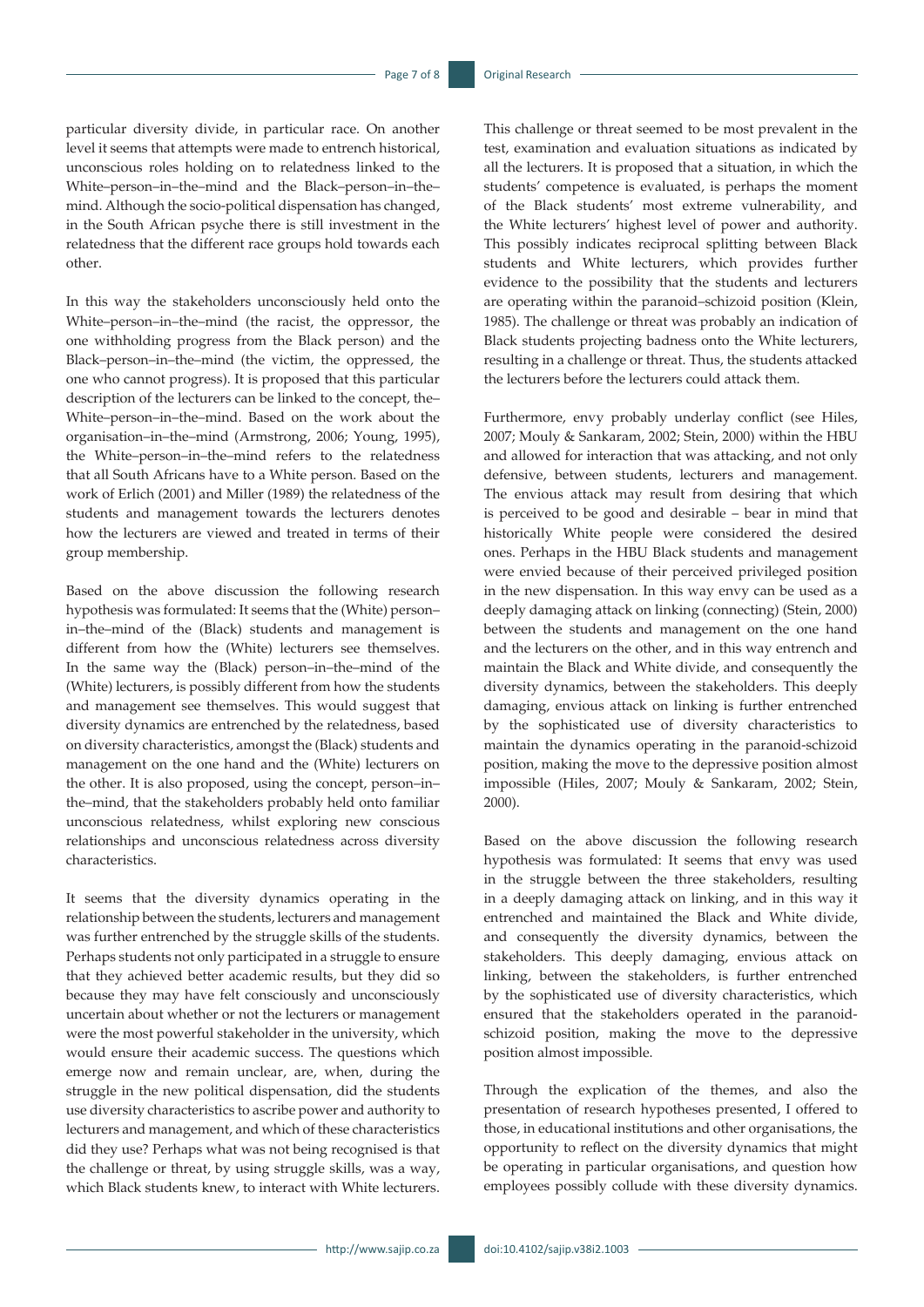particular diversity divide, in particular race. On another level it seems that attempts were made to entrench historical, unconscious roles holding on to relatedness linked to the White–person–in–the–mind and the Black–person–in–the–mind. Although the socio-political dispensation has changed, in the South African psyche there is still investment in the relatedness that the different race groups hold towards each other.

In this way the stakeholders unconsciously held onto the White–person–in–the–mind (the racist, the oppressor, the one withholding progress from the Black person) and the Black–person–in–the–mind (the victim, the oppressed, the one who cannot progress). It is proposed that this particular description of the lecturers can be linked to the concept, the–White–person–in–the–mind. Based on the work about the organisation–in–the–mind (Armstrong, 2006; Young, 1995), the White–person–in–the–mind refers to the relatedness that all South Africans have to a White person. Based on the work of Erlich (2001) and Miller (1989) the relatedness of the students and management towards the lecturers denotes how the lecturers are viewed and treated in terms of their group membership.

Based on the above discussion the following research hypothesis was formulated: It seems that the (White) person–in–the–mind of the (Black) students and management is different from how the (White) lecturers see themselves. In the same way the (Black) person–in–the–mind of the (White) lecturers, is possibly different from how the students and management see themselves. This would suggest that diversity dynamics are entrenched by the relatedness, based on diversity characteristics, amongst the (Black) students and management on the one hand and the (White) lecturers on the other. It is also proposed, using the concept, person–in–the–mind, that the stakeholders probably held onto familiar unconscious relatedness, whilst exploring new conscious relationships and unconscious relatedness across diversity characteristics.

It seems that the diversity dynamics operating in the relationship between the students, lecturers and management was further entrenched by the struggle skills of the students. Perhaps students not only participated in a struggle to ensure that they achieved better academic results, but they did so because they may have felt consciously and unconsciously uncertain about whether or not the lecturers or management were the most powerful stakeholder in the university, which would ensure their academic success. The questions which emerge now and remain unclear, are, when, during the struggle in the new political dispensation, did the students use diversity characteristics to ascribe power and authority to lecturers and management, and which of these characteristics did they use? Perhaps what was not being recognised is that the challenge or threat, by using struggle skills, was a way, which Black students knew, to interact with White lecturers.

This challenge or threat seemed to be most prevalent in the test, examination and evaluation situations as indicated by all the lecturers. It is proposed that a situation, in which the students' competence is evaluated, is perhaps the moment of the Black students' most extreme vulnerability, and the White lecturers' highest level of power and authority. This possibly indicates reciprocal splitting between Black students and White lecturers, which provides further evidence to the possibility that the students and lecturers are operating within the paranoid–schizoid position (Klein, 1985). The challenge or threat was probably an indication of Black students projecting badness onto the White lecturers, resulting in a challenge or threat. Thus, the students attacked the lecturers before the lecturers could attack them.

Furthermore, envy probably underlay conflict (see Hiles, 2007; Mouly & Sankaram, 2002; Stein, 2000) within the HBU and allowed for interaction that was attacking, and not only defensive, between students, lecturers and management. The envious attack may result from desiring that which is perceived to be good and desirable – bear in mind that historically White people were considered the desired ones. Perhaps in the HBU Black students and management were envied because of their perceived privileged position in the new dispensation. In this way envy can be used as a deeply damaging attack on linking (connecting) (Stein, 2000) between the students and management on the one hand and the lecturers on the other, and in this way entrench and maintain the Black and White divide, and consequently the diversity dynamics, between the stakeholders. This deeply damaging, envious attack on linking is further entrenched by the sophisticated use of diversity characteristics to maintain the dynamics operating in the paranoid-schizoid position, making the move to the depressive position almost impossible (Hiles, 2007; Mouly & Sankaram, 2002; Stein, 2000).

Based on the above discussion the following research hypothesis was formulated: It seems that envy was used in the struggle between the three stakeholders, resulting in a deeply damaging attack on linking, and in this way it entrenched and maintained the Black and White divide, and consequently the diversity dynamics, between the stakeholders. This deeply damaging, envious attack on linking, between the stakeholders, is further entrenched by the sophisticated use of diversity characteristics, which ensured that the stakeholders operated in the paranoid-schizoid position, making the move to the depressive position almost impossible.

Through the explication of the themes, and also the presentation of research hypotheses presented, I offered to those, in educational institutions and other organisations, the opportunity to reflect on the diversity dynamics that might be operating in particular organisations, and question how employees possibly collude with these diversity dynamics.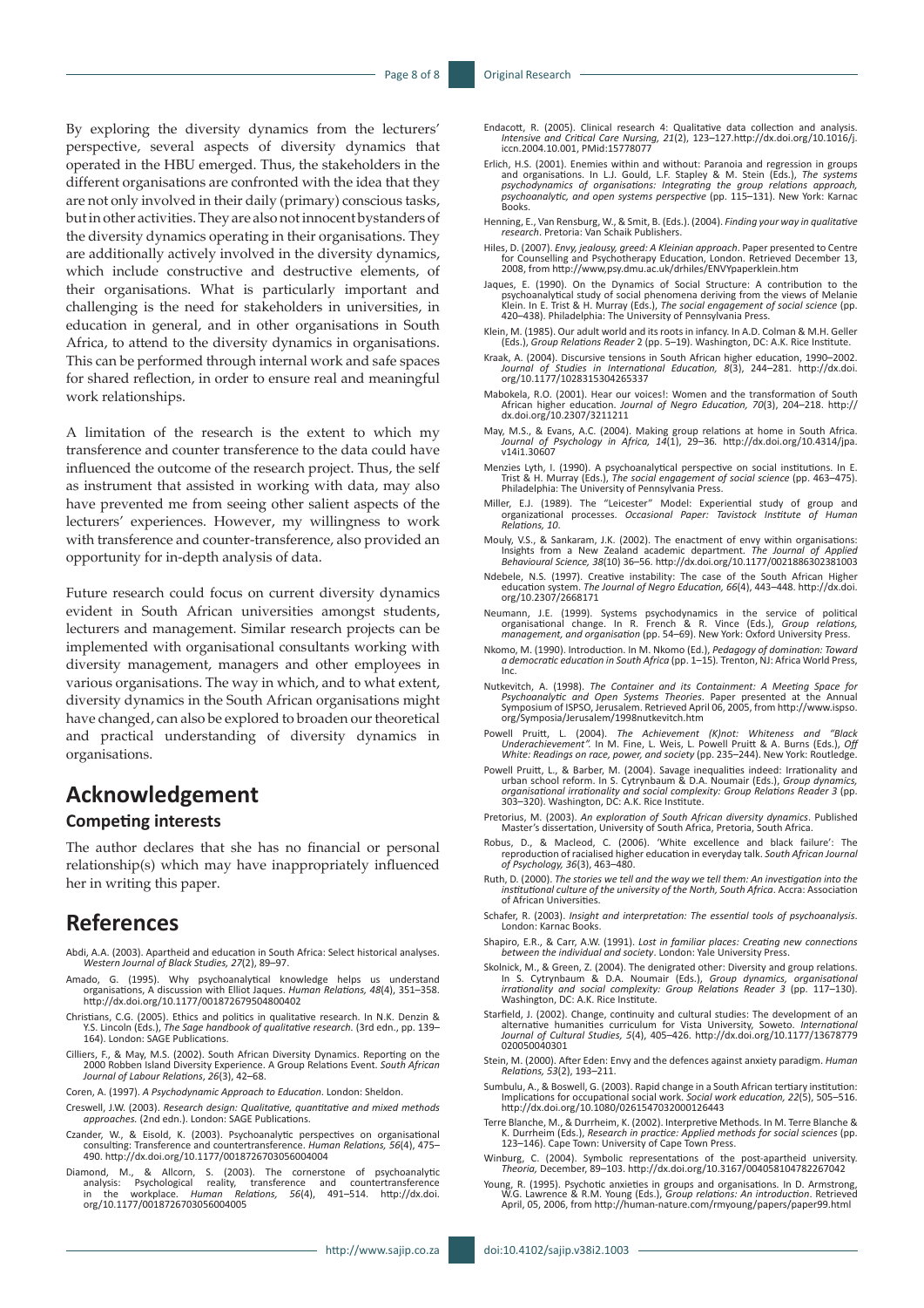By exploring the diversity dynamics from the lecturers' perspective, several aspects of diversity dynamics that operated in the HBU emerged. Thus, the stakeholders in the different organisations are confronted with the idea that they are not only involved in their daily (primary) conscious tasks, but in other activities. They are also not innocent bystanders of the diversity dynamics operating in their organisations. They are additionally actively involved in the diversity dynamics, which include constructive and destructive elements, of their organisations. What is particularly important and challenging is the need for stakeholders in universities, in education in general, and in other organisations in South Africa, to attend to the diversity dynamics in organisations. This can be performed through internal work and safe spaces for shared reflection, in order to ensure real and meaningful work relationships.

A limitation of the research is the extent to which my transference and counter transference to the data could have influenced the outcome of the research project. Thus, the self as instrument that assisted in working with data, may also have prevented me from seeing other salient aspects of the lecturers' experiences. However, my willingness to work with transference and counter-transference, also provided an opportunity for in-depth analysis of data.

Future research could focus on current diversity dynamics evident in South African universities amongst students, lecturers and management. Similar research projects can be implemented with organisational consultants working with diversity management, managers and other employees in various organisations. The way in which, and to what extent, diversity dynamics in the South African organisations might have changed, can also be explored to broaden our theoretical and practical understanding of diversity dynamics in organisations.

# Acknowledgement

## Competing interests

The author declares that she has no financial or personal relationship(s) which may have inappropriately influenced her in writing this paper.

# References

Abdi, A.A. (2003). Apartheid and education in South Africa: Select historical analyses. *Western Journal of Black Studies, 27*(2), 89–97.

Amado, G. (1995). Why psychoanalytical knowledge helps us understand organisations, A discussion with Elliot Jaques. *Human Relations, 48*(4), 351–358. http://dx.doi.org/10.1177/001872679504800402

Christians, C.G. (2005). Ethics and politics in qualitative research. In N.K. Denzin & Y.S. Lincoln (Eds.), *The Sage handbook of qualitative research.* (3rd edn., pp. 139–164). London: SAGE Publications.

Cilliers, F., & May, M.S. (2002). South African Diversity Dynamics. Reporting on the 2000 Robben Island Diversity Experience. A Group Relations Event. *South African Journal of Labour Relations*, *26*(3), 42–68.

Coren, A. (1997). *A Psychodynamic Approach to Education*. London: Sheldon.

Creswell, J.W. (2003). *Research design: Qualitative, quantitative and mixed methods approaches.* (2nd edn.). London: SAGE Publications.

Czander, W., & Eisold, K. (2003). Psychoanalytic perspectives on organisational consulting: Transference and countertransference. *Human Relations, 56*(4), 475–490. http://dx.doi.org/10.1177/0018726703056004004

Diamond, M., & Allcorn, S. (2003). The cornerstone of psychoanalytic analysis: Psychological reality, transference and countertransference in the workplace. *Human Relations, 56*(4), 491–514. http://dx.doi.org/10.1177/0018726703056004005

Endacott, R. (2005). Clinical research 4: Qualitative data collection and analysis. *Intensive and Critical Care Nursing, 21*(2), 123–127.http://dx.doi.org/10.1016/j.iccn.2004.10.001, PMid:15778077

Erlich, H.S. (2001). Enemies within and without: Paranoia and regression in groups and organisations. In L.J. Gould, L.F. Stapley & M. Stein (Eds.), *The systems psychodynamics of organisations: Integrating the group relations approach, psychoanalytic, and open systems perspective* (pp. 115–131). New York: Karnac Books.

Henning, E., Van Rensburg, W., & Smit, B. (Eds.). (2004). *Finding your way in qualitative research*. Pretoria: Van Schaik Publishers.

Hiles, D. (2007). *Envy, jealousy, greed: A Kleinian approach*. Paper presented to Centre for Counselling and Psychotherapy Education, London. Retrieved December 13, 2008, from http://www,psy.dmu.ac.uk/drhiles/ENVYpaperklein.htm

Jaques, E. (1990). On the Dynamics of Social Structure: A contribution to the psychoanalytical study of social phenomena deriving from the views of Melanie Klein. In E. Trist & H. Murray (Eds.), *The social engagement of social science* (pp. 420–438). Philadelphia: The University of Pennsylvania Press.

Klein, M. (1985). Our adult world and its roots in infancy. In A.D. Colman & M.H. Geller (Eds.), *Group Relations Reader* 2 (pp. 5–19). Washington, DC: A.K. Rice Institute.

Kraak, A. (2004). Discursive tensions in South African higher education, 1990–2002. *Journal of Studies in International Education, 8*(3), 244–281. http://dx.doi.org/10.1177/1028315304265337

Mabokela, R.O. (2001). Hear our voices!: Women and the transformation of South African higher education. *Journal of Negro Education, 70*(3), 204–218. http://dx.doi.org/10.2307/3211211

May, M.S., & Evans, A.C. (2004). Making group relations at home in South Africa. *Journal of Psychology in Africa, 14*(1), 29–36. http://dx.doi.org/10.4314/jpa.v14i1.30607

Menzies Lyth, I. (1990). A psychoanalytical perspective on social institutions. In E. Trist & H. Murray (Eds.), *The social engagement of social science* (pp. 463–475). Philadelphia: The University of Pennsylvania Press.

Miller, E.J. (1989). The "Leicester" Model: Experiential study of group and organizational processes. *Occasional Paper: Tavistock Institute of Human Relations, 10.*

Mouly, V.S., & Sankaram, J.K. (2002). The enactment of envy within organisations: Insights from a New Zealand academic department. *The Journal of Applied Behavioural Science, 38*(10) 36–56. http://dx.doi.org/10.1177/0021886302381003

Ndebele, N.S. (1997). Creative instability: The case of the South African Higher education system. *The Journal of Negro Education, 66*(4), 443–448. http://dx.doi.org/10.2307/2668171

Neumann, J.E. (1999). Systems psychodynamics in the service of political organisational change. In R. French & R. Vince (Eds.), *Group relations, management, and organisation* (pp. 54–69). New York: Oxford University Press.

Nkomo, M. (1990). Introduction. In M. Nkomo (Ed.), *Pedagogy of domination: Toward a democratic education in South Africa* (pp. 1–15). Trenton, NJ: Africa World Press, Inc.

Nutkevitch, A. (1998). *The Container and its Containment: A Meeting Space for Psychoanalytic and Open Systems Theories*. Paper presented at the Annual Symposium of ISPSO, Jerusalem. Retrieved April 06, 2005, from http://www.ispso.org/Symposia/Jerusalem/1998nutkevitch.htm

Powell Pruitt, L. (2004). *The Achievement (K)not: Whiteness and "Black Underachievement".* In M. Fine, L. Weis, L. Powell Pruitt & A. Burns (Eds.), *Off White: Readings on race, power, and society* (pp. 235–244). New York: Routledge.

Powell Pruitt, L., & Barber, M. (2004). Savage inequalities indeed: Irrationality and urban school reform. In S. Cytrynbaum & D.A. Noumair (Eds.), *Group dynamics, organisational irrationality and social complexity: Group Relations Reader 3* (pp. 303–320). Washington, DC: A.K. Rice Institute.

Pretorius, M. (2003). *An exploration of South African diversity dynamics*. Published Master's dissertation, University of South Africa, Pretoria, South Africa.

Robus, D., & Macleod, C. (2006). 'White excellence and black failure': The reproduction of racialised higher education in everyday talk. *South African Journal of Psychology, 36*(3), 463–480.

Ruth, D. (2000). *The stories we tell and the way we tell them: An investigation into the institutional culture of the university of the North, South Africa*. Accra: Association of African Universities.

Schafer, R. (2003). *Insight and interpretation: The essential tools of psychoanalysis*. London: Karnac Books.

Shapiro, E.R., & Carr, A.W. (1991). *Lost in familiar places: Creating new connections between the individual and society*. London: Yale University Press.

Skolnick, M., & Green, Z. (2004). The denigrated other: Diversity and group relations. In S. Cytrynbaum & D.A. Noumair (Eds.), *Group dynamics, organisational irrationality and social complexity: Group Relations Reader 3* (pp. 117–130). Washington, DC: A.K. Rice Institute.

Starfield, J. (2002). Change, continuity and cultural studies: The development of an alternative humanities curriculum for Vista University, Soweto. *International Journal of Cultural Studies, 5*(4), 405–426. http://dx.doi.org/10.1177/13678779020050040301

Stein, M. (2000). After Eden: Envy and the defences against anxiety paradigm. *Human Relations, 53*(2), 193–211.

Sumbulu, A., & Boswell, G. (2003). Rapid change in a South African tertiary institution: Implications for occupational social work. *Social work education, 22*(5), 505–516. http://dx.doi.org/10.1080/0261547032000126443

Terre Blanche, M., & Durrheim, K. (2002). Interpretive Methods. In M. Terre Blanche & K. Durrheim (Eds.), *Research in practice: Applied methods for social sciences* (pp. 123–146). Cape Town: University of Cape Town Press.

Winburg, C. (2004). Symbolic representations of the post-apartheid university. *Theoria,* December, 89–103. http://dx.doi.org/10.3167/004058104782267042

Young, R. (1995). Psychotic anxieties in groups and organisations. In D. Armstrong, W.G. Lawrence & R.M. Young (Eds.), *Group relations: An introduction*. Retrieved April, 05, 2006, from http://human-nature.com/rmyoung/papers/paper99.html